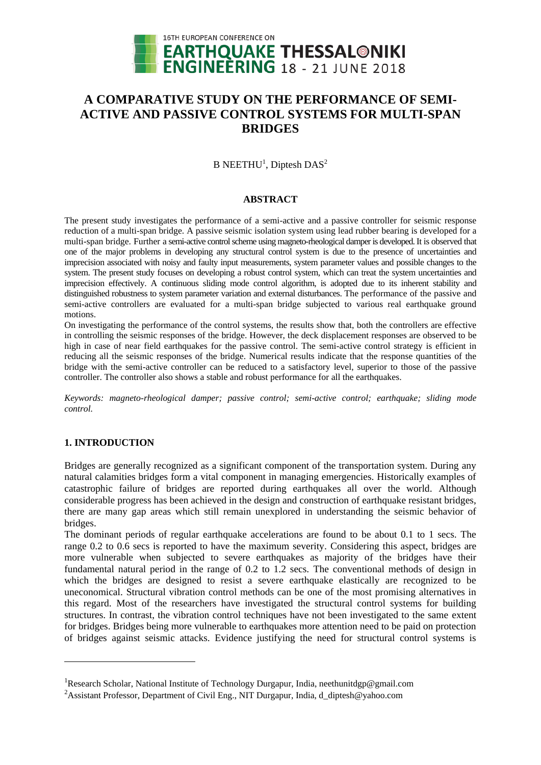# A COMPARATIVE STUDY ON THE PERFORMANCE OF SEMI-ACTIVE AND PASSIVE CONTROL SYSTEMS FOR MULTI-SPAN BRIDGES

B NEETHU[1], Diptesh DAS[2]

## ABSTRACT

The present study investigates the performance of a semi-active and a passive controller for seismic response reduction of a multi-span bridge. A passive seismic isolation system using lead rubber bearing is developed for a multi-span bridge. Further a semi-active control scheme using magneto-rheological damper is developed. It is observed that one of the major problems in developing any structural control system is due to the presence of uncertainties and imprecision associated with noisy and faulty input measurements, system parameter values and possible changes to the system. The present study focuses on developing a robust control system, which can treat the system uncertainties and imprecision effectively. A continuous sliding mode control algorithm, is adopted due to its inherent stability and distinguished robustness to system parameter variation and external disturbances. The performance of the passive and semi-active controllers are evaluated for a multi-span bridge subjected to various real earthquake ground motions.

On investigating the performance of the control systems, the results show that, both the controllers are effective in controlling the seismic responses of the bridge. However, the deck displacement responses are observed to be high in case of near field earthquakes for the passive control. The semi-active control strategy is efficient in reducing all the seismic responses of the bridge. Numerical results indicate that the response quantities of the bridge with the semi-active controller can be reduced to a satisfactory level, superior to those of the passive controller. The controller also shows a stable and robust performance for all the earthquakes.

*Keywords: magneto-rheological damper; passive control; semi-active control; earthquake; sliding mode control.*

## 1. INTRODUCTION

Bridges are generally recognized as a significant component of the transportation system. During any natural calamities bridges form a vital component in managing emergencies. Historically examples of catastrophic failure of bridges are reported during earthquakes all over the world. Although considerable progress has been achieved in the design and construction of earthquake resistant bridges, there are many gap areas which still remain unexplored in understanding the seismic behavior of bridges.

The dominant periods of regular earthquake accelerations are found to be about 0.1 to 1 secs. The range 0.2 to 0.6 secs is reported to have the maximum severity. Considering this aspect, bridges are more vulnerable when subjected to severe earthquakes as majority of the bridges have their fundamental natural period in the range of 0.2 to 1.2 secs. The conventional methods of design in which the bridges are designed to resist a severe earthquake elastically are recognized to be uneconomical. Structural vibration control methods can be one of the most promising alternatives in this regard. Most of the researchers have investigated the structural control systems for building structures. In contrast, the vibration control techniques have not been investigated to the same extent for bridges. Bridges being more vulnerable to earthquakes more attention need to be paid on protection of bridges against seismic attacks. Evidence justifying the need for structural control systems is

[1]Research Scholar, National Institute of Technology Durgapur, India, neethunitdgp@gmail.com

[2]Assistant Professor, Department of Civil Eng., NIT Durgapur, India, d_diptesh@yahoo.com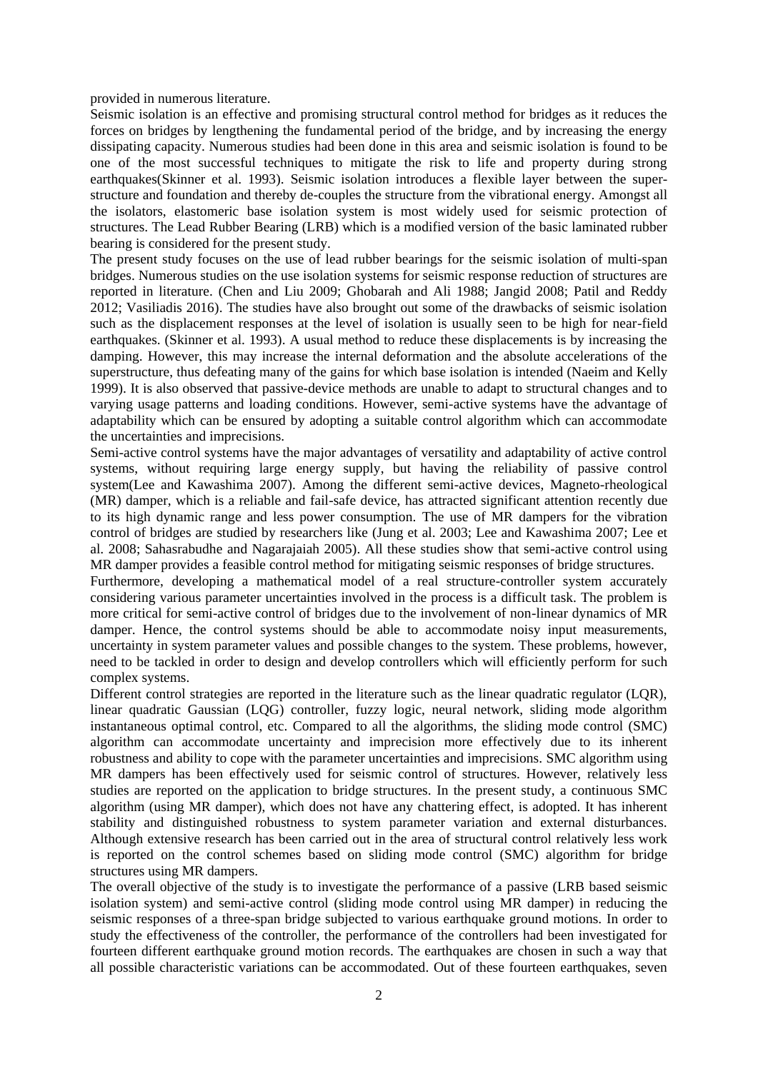provided in numerous literature.

Seismic isolation is an effective and promising structural control method for bridges as it reduces the forces on bridges by lengthening the fundamental period of the bridge, and by increasing the energy dissipating capacity. Numerous studies had been done in this area and seismic isolation is found to be one of the most successful techniques to mitigate the risk to life and property during strong earthquakes(Skinner et al. 1993). Seismic isolation introduces a flexible layer between the super-structure and foundation and thereby de-couples the structure from the vibrational energy. Amongst all the isolators, elastomeric base isolation system is most widely used for seismic protection of structures. The Lead Rubber Bearing (LRB) which is a modified version of the basic laminated rubber bearing is considered for the present study.

The present study focuses on the use of lead rubber bearings for the seismic isolation of multi-span bridges. Numerous studies on the use isolation systems for seismic response reduction of structures are reported in literature. (Chen and Liu 2009; Ghobarah and Ali 1988; Jangid 2008; Patil and Reddy 2012; Vasiliadis 2016). The studies have also brought out some of the drawbacks of seismic isolation such as the displacement responses at the level of isolation is usually seen to be high for near-field earthquakes. (Skinner et al. 1993). A usual method to reduce these displacements is by increasing the damping. However, this may increase the internal deformation and the absolute accelerations of the superstructure, thus defeating many of the gains for which base isolation is intended (Naeim and Kelly 1999). It is also observed that passive-device methods are unable to adapt to structural changes and to varying usage patterns and loading conditions. However, semi-active systems have the advantage of adaptability which can be ensured by adopting a suitable control algorithm which can accommodate the uncertainties and imprecisions.

Semi-active control systems have the major advantages of versatility and adaptability of active control systems, without requiring large energy supply, but having the reliability of passive control system(Lee and Kawashima 2007). Among the different semi-active devices, Magneto-rheological (MR) damper, which is a reliable and fail-safe device, has attracted significant attention recently due to its high dynamic range and less power consumption. The use of MR dampers for the vibration control of bridges are studied by researchers like (Jung et al. 2003; Lee and Kawashima 2007; Lee et al. 2008; Sahasrabudhe and Nagarajaiah 2005). All these studies show that semi-active control using MR damper provides a feasible control method for mitigating seismic responses of bridge structures.

Furthermore, developing a mathematical model of a real structure-controller system accurately considering various parameter uncertainties involved in the process is a difficult task. The problem is more critical for semi-active control of bridges due to the involvement of non-linear dynamics of MR damper. Hence, the control systems should be able to accommodate noisy input measurements, uncertainty in system parameter values and possible changes to the system. These problems, however, need to be tackled in order to design and develop controllers which will efficiently perform for such complex systems.

Different control strategies are reported in the literature such as the linear quadratic regulator (LQR), linear quadratic Gaussian (LQG) controller, fuzzy logic, neural network, sliding mode algorithm instantaneous optimal control, etc. Compared to all the algorithms, the sliding mode control (SMC) algorithm can accommodate uncertainty and imprecision more effectively due to its inherent robustness and ability to cope with the parameter uncertainties and imprecisions. SMC algorithm using MR dampers has been effectively used for seismic control of structures. However, relatively less studies are reported on the application to bridge structures. In the present study, a continuous SMC algorithm (using MR damper), which does not have any chattering effect, is adopted. It has inherent stability and distinguished robustness to system parameter variation and external disturbances. Although extensive research has been carried out in the area of structural control relatively less work is reported on the control schemes based on sliding mode control (SMC) algorithm for bridge structures using MR dampers.

The overall objective of the study is to investigate the performance of a passive (LRB based seismic isolation system) and semi-active control (sliding mode control using MR damper) in reducing the seismic responses of a three-span bridge subjected to various earthquake ground motions. In order to study the effectiveness of the controller, the performance of the controllers had been investigated for fourteen different earthquake ground motion records. The earthquakes are chosen in such a way that all possible characteristic variations can be accommodated. Out of these fourteen earthquakes, seven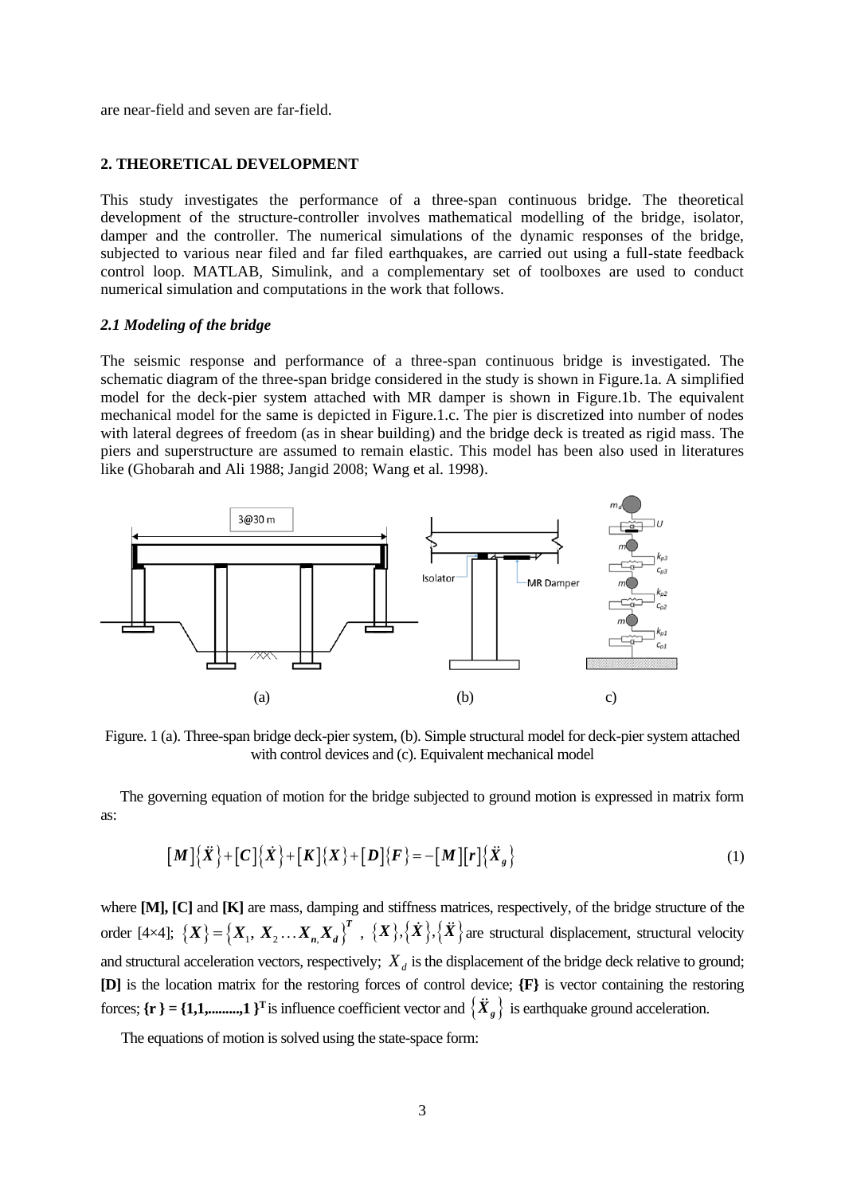are near-field and seven are far-field.

## 2. THEORETICAL DEVELOPMENT

This study investigates the performance of a three-span continuous bridge. The theoretical development of the structure-controller involves mathematical modelling of the bridge, isolator, damper and the controller. The numerical simulations of the dynamic responses of the bridge, subjected to various near filed and far filed earthquakes, are carried out using a full-state feedback control loop. MATLAB, Simulink, and a complementary set of toolboxes are used to conduct numerical simulation and computations in the work that follows.

### *2.1 Modeling of the bridge*

The seismic response and performance of a three-span continuous bridge is investigated. The schematic diagram of the three-span bridge considered in the study is shown in Figure.1a. A simplified model for the deck-pier system attached with MR damper is shown in Figure.1b. The equivalent mechanical model for the same is depicted in Figure.1.c. The pier is discretized into number of nodes with lateral degrees of freedom (as in shear building) and the bridge deck is treated as rigid mass. The piers and superstructure are assumed to remain elastic. This model has been also used in literatures like (Ghobarah and Ali 1988; Jangid 2008; Wang et al. 1998).

Figure. 1 (a). Three-span bridge deck-pier system, (b). Simple structural model for deck-pier system attached with control devices and (c). Equivalent mechanical model

The governing equation of motion for the bridge subjected to ground motion is expressed in matrix form as:

$$[M]\{\ddot{X}\}+[C]\{\dot{X}\}+[K]\{X\}+[D]\{F\}=-[M][r]\{\ddot{X}_g\} \tag{1}$$

where **[M], [C]** and **[K]** are mass, damping and stiffness matrices, respectively, of the bridge structure of the order [4×4]; $\{X\}=\{X_1, X_2 \ldots X_n, X_d\}^T$ , $\{X\},\{\dot{X}\},\{\ddot{X}\}$ are structural displacement, structural velocity and structural acceleration vectors, respectively; $X_d$ is the displacement of the bridge deck relative to ground; **[D]** is the location matrix for the restoring forces of control device; **{F}** is vector containing the restoring forces; $\{r\} = \{1,1,\ldots\ldots\ldots,1\}^T$ is influence coefficient vector and $\{\ddot{X}_g\}$ is earthquake ground acceleration.

The equations of motion is solved using the state-space form: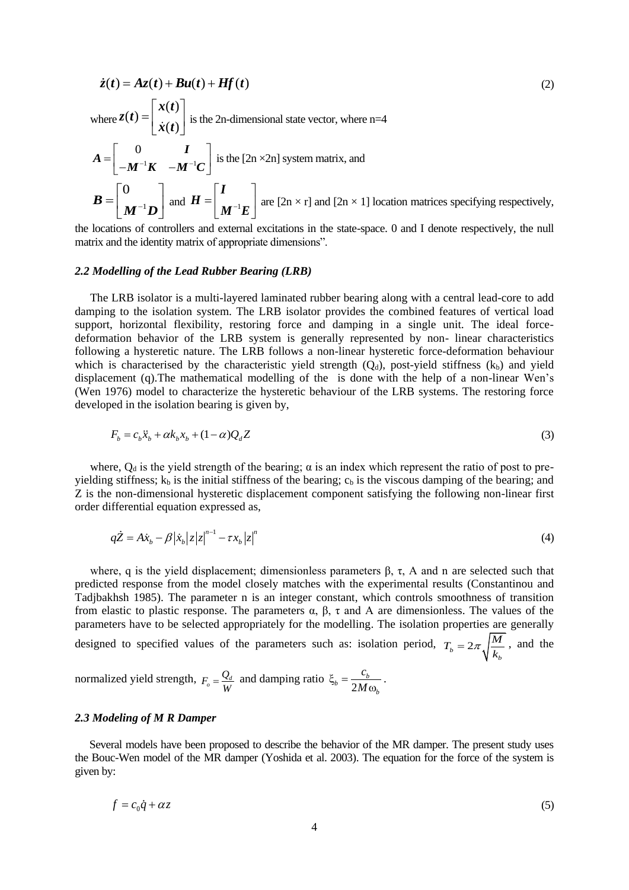$$\dot{z}(t) = Az(t) + Bu(t) + Hf(t) \tag{2}$$

where $z(t) = \begin{bmatrix} x(t) \\ \dot{x}(t) \end{bmatrix}$ is the 2n-dimensional state vector, where n=4

$A = \begin{bmatrix} 0 & I \\ -M^{-1}K & -M^{-1}C \end{bmatrix}$ is the [2n ×2n] system matrix, and

$B = \begin{bmatrix} 0 \\ M^{-1}D \end{bmatrix}$ and $H = \begin{bmatrix} I \\ M^{-1}E \end{bmatrix}$ are [2n × r] and [2n × 1] location matrices specifying respectively, the locations of controllers and external excitations in the state-space. 0 and I denote respectively, the null matrix and the identity matrix of appropriate dimensions".

### *2.2 Modelling of the Lead Rubber Bearing (LRB)*

The LRB isolator is a multi-layered laminated rubber bearing along with a central lead-core to add damping to the isolation system. The LRB isolator provides the combined features of vertical load support, horizontal flexibility, restoring force and damping in a single unit. The ideal force-deformation behavior of the LRB system is generally represented by non- linear characteristics following a hysteretic nature. The LRB follows a non-linear hysteretic force-deformation behaviour which is characterised by the characteristic yield strength ($Q_d$), post-yield stiffness ($k_b$) and yield displacement (q).The mathematical modelling of the  is done with the help of a non-linear Wen's (Wen 1976) model to characterize the hysteretic behaviour of the LRB systems. The restoring force developed in the isolation bearing is given by,

$$F_b = c_b \ddot{x}_b + \alpha k_b x_b + (1-\alpha) Q_d Z \tag{3}$$

where, $Q_d$ is the yield strength of the bearing; α is an index which represent the ratio of post to pre-yielding stiffness; $k_b$ is the initial stiffness of the bearing; $c_b$ is the viscous damping of the bearing; and Z is the non-dimensional hysteretic displacement component satisfying the following non-linear first order differential equation expressed as,

$$q\dot{Z} = A\dot{x}_b - \beta\left|\dot{x}_b\right| z \left|z\right|^{n-1} - \tau x_b \left|z\right|^n \tag{4}$$

where, q is the yield displacement; dimensionless parameters β, τ, A and n are selected such that predicted response from the model closely matches with the experimental results (Constantinou and Tadjbakhsh 1985). The parameter n is an integer constant, which controls smoothness of transition from elastic to plastic response. The parameters α, β, τ and A are dimensionless. The values of the parameters have to be selected appropriately for the modelling. The isolation properties are generally designed to specified values of the parameters such as: isolation period, $T_b = 2\pi\sqrt{\frac{M}{k_b}}$ , and the normalized yield strength, $F_o = \frac{Q_d}{W}$ and damping ratio $\xi_b = \frac{c_b}{2M\omega_b}$ .

### *2.3 Modeling of M R Damper*

Several models have been proposed to describe the behavior of the MR damper. The present study uses the Bouc-Wen model of the MR damper (Yoshida et al. 2003). The equation for the force of the system is given by:

$$f = c_0 \dot{q} + \alpha z \tag{5}$$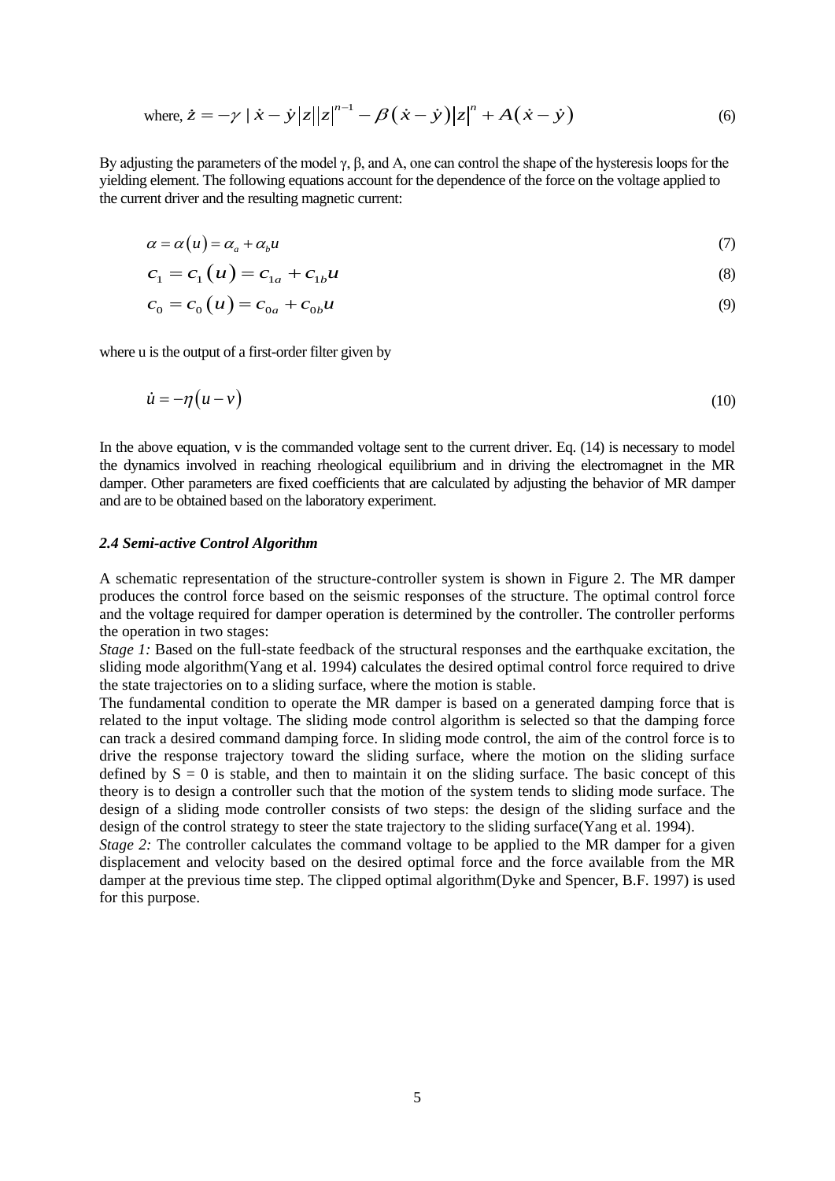$$\text{where, } \dot{z} = -\gamma \mid \dot{x} - \dot{y} |z||z|^{n-1} - \beta(\dot{x} - \dot{y})|z|^{n} + A(\dot{x} - \dot{y}) \tag{6}$$

By adjusting the parameters of the model γ, β, and A, one can control the shape of the hysteresis loops for the yielding element. The following equations account for the dependence of the force on the voltage applied to the current driver and the resulting magnetic current:

$$\alpha = \alpha(u) = \alpha_a + \alpha_b u \tag{7}$$

$$c_1 = c_1(u) = c_{1a} + c_{1b} u \tag{8}$$

$$c_0 = c_0(u) = c_{0a} + c_{0b} u \tag{9}$$

where u is the output of a first-order filter given by

$$\dot{u} = -\eta(u - v) \tag{10}$$

In the above equation, v is the commanded voltage sent to the current driver. Eq. (14) is necessary to model the dynamics involved in reaching rheological equilibrium and in driving the electromagnet in the MR damper. Other parameters are fixed coefficients that are calculated by adjusting the behavior of MR damper and are to be obtained based on the laboratory experiment.

### *2.4 Semi-active Control Algorithm*

A schematic representation of the structure-controller system is shown in Figure 2. The MR damper produces the control force based on the seismic responses of the structure. The optimal control force and the voltage required for damper operation is determined by the controller. The controller performs the operation in two stages:

*Stage 1:* Based on the full-state feedback of the structural responses and the earthquake excitation, the sliding mode algorithm(Yang et al. 1994) calculates the desired optimal control force required to drive the state trajectories on to a sliding surface, where the motion is stable.

The fundamental condition to operate the MR damper is based on a generated damping force that is related to the input voltage. The sliding mode control algorithm is selected so that the damping force can track a desired command damping force. In sliding mode control, the aim of the control force is to drive the response trajectory toward the sliding surface, where the motion on the sliding surface defined by S = 0 is stable, and then to maintain it on the sliding surface. The basic concept of this theory is to design a controller such that the motion of the system tends to sliding mode surface. The design of a sliding mode controller consists of two steps: the design of the sliding surface and the design of the control strategy to steer the state trajectory to the sliding surface(Yang et al. 1994).

*Stage 2:* The controller calculates the command voltage to be applied to the MR damper for a given displacement and velocity based on the desired optimal force and the force available from the MR damper at the previous time step. The clipped optimal algorithm(Dyke and Spencer, B.F. 1997) is used for this purpose.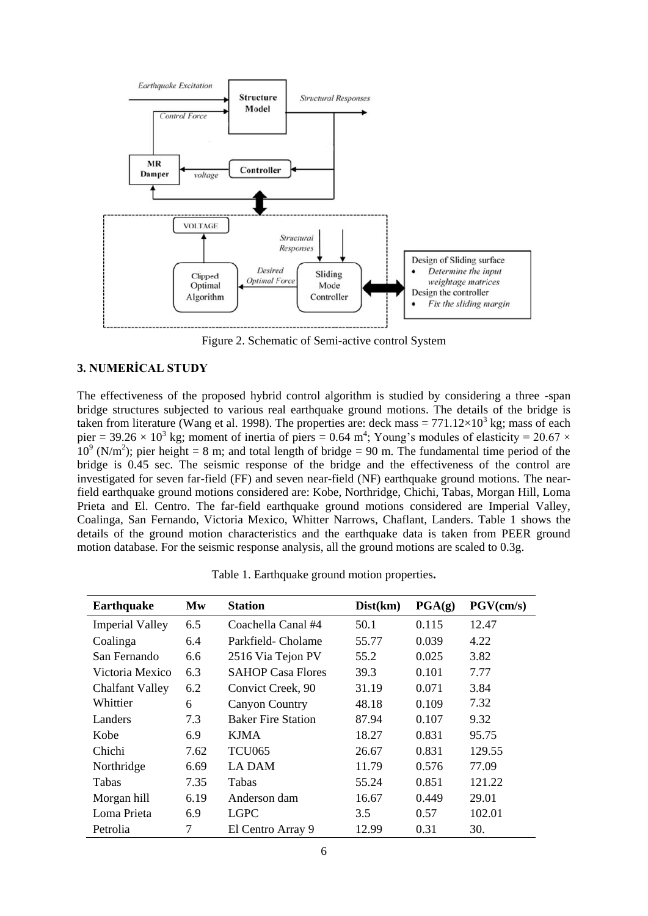Figure 2. Schematic of Semi-active control System

## 3. NUMERİCAL STUDY

The effectiveness of the proposed hybrid control algorithm is studied by considering a three -span bridge structures subjected to various real earthquake ground motions. The details of the bridge is taken from literature (Wang et al. 1998). The properties are: deck mass = $771.12 \times 10^3$ kg; mass of each pier = $39.26 \times 10^3$ kg; moment of inertia of piers = 0.64 $m^4$; Young's modules of elasticity = $20.67 \times 10^9$ ($N/m^2$); pier height = 8 m; and total length of bridge = 90 m. The fundamental time period of the bridge is 0.45 sec. The seismic response of the bridge and the effectiveness of the control are investigated for seven far-field (FF) and seven near-field (NF) earthquake ground motions. The near-field earthquake ground motions considered are: Kobe, Northridge, Chichi, Tabas, Morgan Hill, Loma Prieta and El. Centro. The far-field earthquake ground motions considered are Imperial Valley, Coalinga, San Fernando, Victoria Mexico, Whitter Narrows, Chaflant, Landers. Table 1 shows the details of the ground motion characteristics and the earthquake data is taken from PEER ground motion database. For the seismic response analysis, all the ground motions are scaled to 0.3g.

Table 1. Earthquake ground motion properties.

| Earthquake | Mw | Station | Dist(km) | PGA(g) | PGV(cm/s) |
|---|---|---|---|---|---|
| Imperial Valley | 6.5 | Coachella Canal #4 | 50.1 | 0.115 | 12.47 |
| Coalinga | 6.4 | Parkfield- Cholame | 55.77 | 0.039 | 4.22 |
| San Fernando | 6.6 | 2516 Via Tejon PV | 55.2 | 0.025 | 3.82 |
| Victoria Mexico | 6.3 | SAHOP Casa Flores | 39.3 | 0.101 | 7.77 |
| Chalfant Valley | 6.2 | Convict Creek, 90 | 31.19 | 0.071 | 3.84 |
| Whittier | 6 | Canyon Country | 48.18 | 0.109 | 7.32 |
| Landers | 7.3 | Baker Fire Station | 87.94 | 0.107 | 9.32 |
| Kobe | 6.9 | KJMA | 18.27 | 0.831 | 95.75 |
| Chichi | 7.62 | TCU065 | 26.67 | 0.831 | 129.55 |
| Northridge | 6.69 | LA DAM | 11.79 | 0.576 | 77.09 |
| Tabas | 7.35 | Tabas | 55.24 | 0.851 | 121.22 |
| Morgan hill | 6.19 | Anderson dam | 16.67 | 0.449 | 29.01 |
| Loma Prieta | 6.9 | LGPC | 3.5 | 0.57 | 102.01 |
| Petrolia | 7 | El Centro Array 9 | 12.99 | 0.31 | 30. |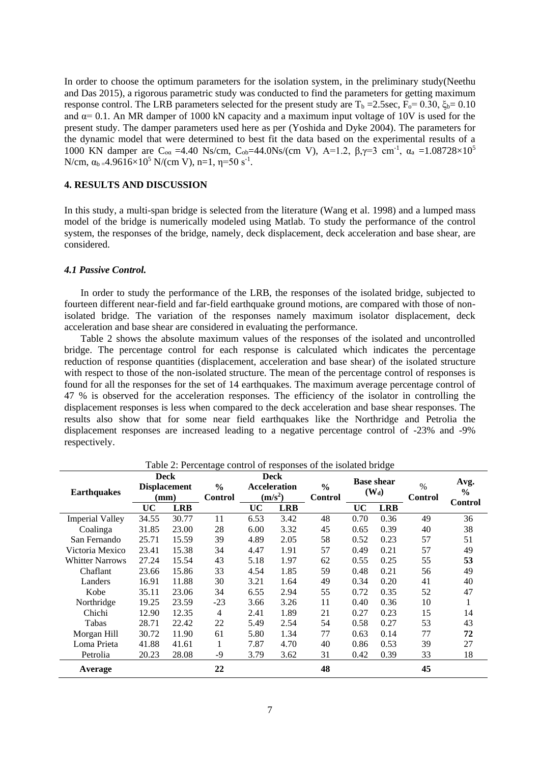In order to choose the optimum parameters for the isolation system, in the preliminary study(Neethu and Das 2015), a rigorous parametric study was conducted to find the parameters for getting maximum response control. The LRB parameters selected for the present study are $T_b$ =2.5sec, $F_o$= 0.30, $\xi_b$= 0.10 and $\alpha$= 0.1. An MR damper of 1000 kN capacity and a maximum input voltage of 10V is used for the present study. The damper parameters used here as per (Yoshida and Dyke 2004). The parameters for the dynamic model that were determined to best fit the data based on the experimental results of a 1000 KN damper are $C_{o\alpha}$ =4.40 Ns/cm, $C_{ob}$=44.0Ns/(cm V), A=1.2, $\beta$,$\gamma$=3 $cm^{-1}$, $\alpha_a$ =1.08728×$10^5$ N/cm, $\alpha_b$ =4.9616×$10^5$ N/(cm V), n=1, $\eta$=50 $s^{-1}$.

## 4. RESULTS AND DISCUSSION

In this study, a multi-span bridge is selected from the literature (Wang et al. 1998) and a lumped mass model of the bridge is numerically modeled using Matlab. To study the performance of the control system, the responses of the bridge, namely, deck displacement, deck acceleration and base shear, are considered.

### *4.1 Passive Control.*

In order to study the performance of the LRB, the responses of the isolated bridge, subjected to fourteen different near-field and far-field earthquake ground motions, are compared with those of non-isolated bridge. The variation of the responses namely maximum isolator displacement, deck acceleration and base shear are considered in evaluating the performance.

Table 2 shows the absolute maximum values of the responses of the isolated and uncontrolled bridge. The percentage control for each response is calculated which indicates the percentage reduction of response quantities (displacement, acceleration and base shear) of the isolated structure with respect to those of the non-isolated structure. The mean of the percentage control of responses is found for all the responses for the set of 14 earthquakes. The maximum average percentage control of 47 % is observed for the acceleration responses. The efficiency of the isolator in controlling the displacement responses is less when compared to the deck acceleration and base shear responses. The results also show that for some near field earthquakes like the Northridge and Petrolia the displacement responses are increased leading to a negative percentage control of -23% and -9% respectively.

Table 2: Percentage control of responses of the isolated bridge

| Earthquakes | Deck Displacement (mm) | | % Control | Deck Acceleration ($m/s^2$) | | % Control | Base shear ($W_d$) | | % Control | Avg. % Control |
|---|---|---|---|---|---|---|---|---|---|---|
| | UC | LRB | | UC | LRB | | UC | LRB | | |
| Imperial Valley | 34.55 | 30.77 | 11 | 6.53 | 3.42 | 48 | 0.70 | 0.36 | 49 | 36 |
| Coalinga | 31.85 | 23.00 | 28 | 6.00 | 3.32 | 45 | 0.65 | 0.39 | 40 | 38 |
| San Fernando | 25.71 | 15.59 | 39 | 4.89 | 2.05 | 58 | 0.52 | 0.23 | 57 | 51 |
| Victoria Mexico | 23.41 | 15.38 | 34 | 4.47 | 1.91 | 57 | 0.49 | 0.21 | 57 | 49 |
| Whitter Narrows | 27.24 | 15.54 | 43 | 5.18 | 1.97 | 62 | 0.55 | 0.25 | 55 | **53** |
| Chaflant | 23.66 | 15.86 | 33 | 4.54 | 1.85 | 59 | 0.48 | 0.21 | 56 | 49 |
| Landers | 16.91 | 11.88 | 30 | 3.21 | 1.64 | 49 | 0.34 | 0.20 | 41 | 40 |
| Kobe | 35.11 | 23.06 | 34 | 6.55 | 2.94 | 55 | 0.72 | 0.35 | 52 | 47 |
| Northridge | 19.25 | 23.59 | -23 | 3.66 | 3.26 | 11 | 0.40 | 0.36 | 10 | 1 |
| Chichi | 12.90 | 12.35 | 4 | 2.41 | 1.89 | 21 | 0.27 | 0.23 | 15 | 14 |
| Tabas | 28.71 | 22.42 | 22 | 5.49 | 2.54 | 54 | 0.58 | 0.27 | 53 | 43 |
| Morgan Hill | 30.72 | 11.90 | 61 | 5.80 | 1.34 | 77 | 0.63 | 0.14 | 77 | **72** |
| Loma Prieta | 41.88 | 41.61 | 1 | 7.87 | 4.70 | 40 | 0.86 | 0.53 | 39 | 27 |
| Petrolia | 20.23 | 28.08 | -9 | 3.79 | 3.62 | 31 | 0.42 | 0.39 | 33 | 18 |
| **Average** | | | **22** | | | **48** | | | **45** | |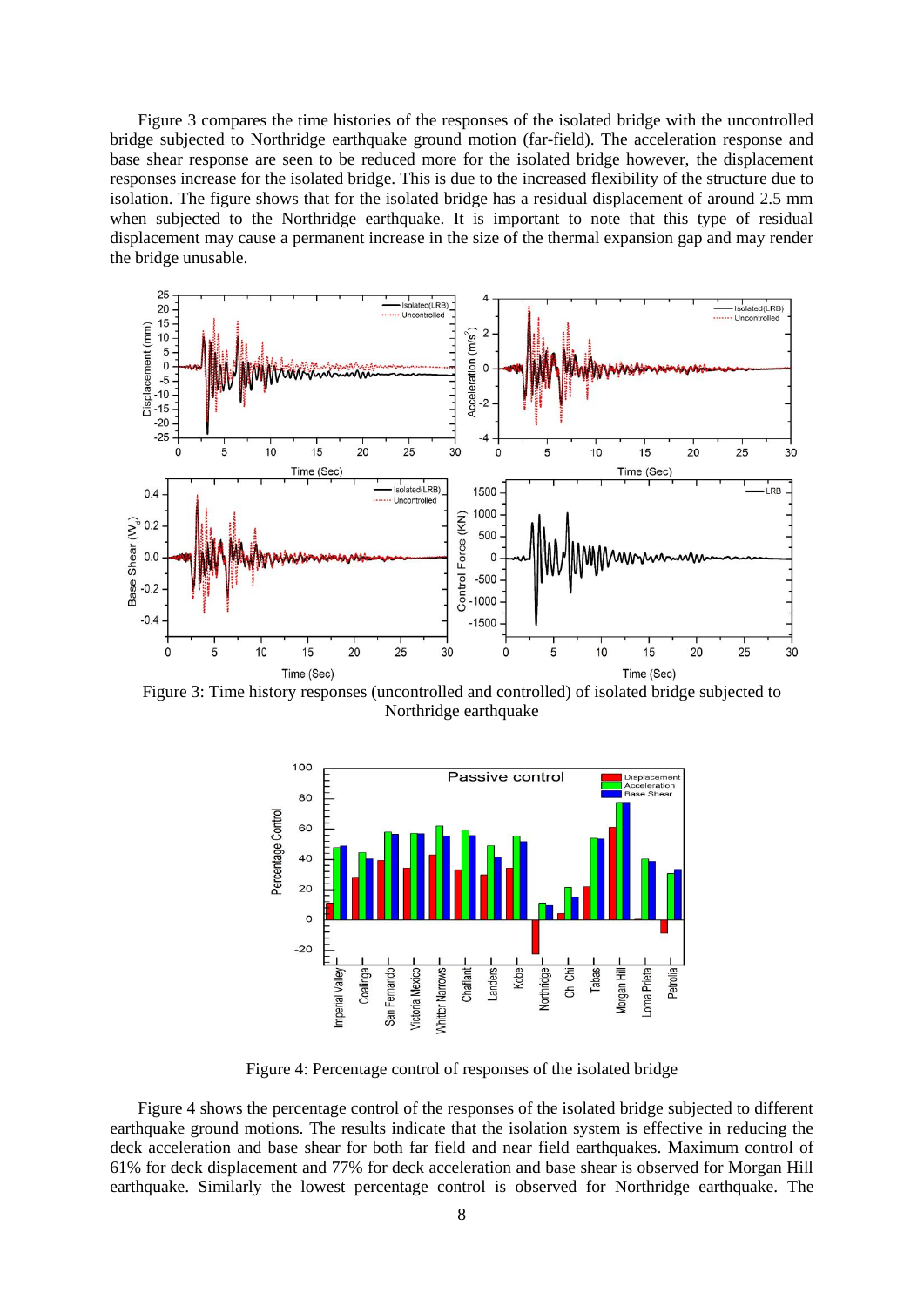Figure 3 compares the time histories of the responses of the isolated bridge with the uncontrolled bridge subjected to Northridge earthquake ground motion (far-field). The acceleration response and base shear response are seen to be reduced more for the isolated bridge however, the displacement responses increase for the isolated bridge. This is due to the increased flexibility of the structure due to isolation. The figure shows that for the isolated bridge has a residual displacement of around 2.5 mm when subjected to the Northridge earthquake. It is important to note that this type of residual displacement may cause a permanent increase in the size of the thermal expansion gap and may render the bridge unusable.

Figure 3: Time history responses (uncontrolled and controlled) of isolated bridge subjected to Northridge earthquake

Figure 4: Percentage control of responses of the isolated bridge

Figure 4 shows the percentage control of the responses of the isolated bridge subjected to different earthquake ground motions. The results indicate that the isolation system is effective in reducing the deck acceleration and base shear for both far field and near field earthquakes. Maximum control of 61% for deck displacement and 77% for deck acceleration and base shear is observed for Morgan Hill earthquake. Similarly the lowest percentage control is observed for Northridge earthquake. The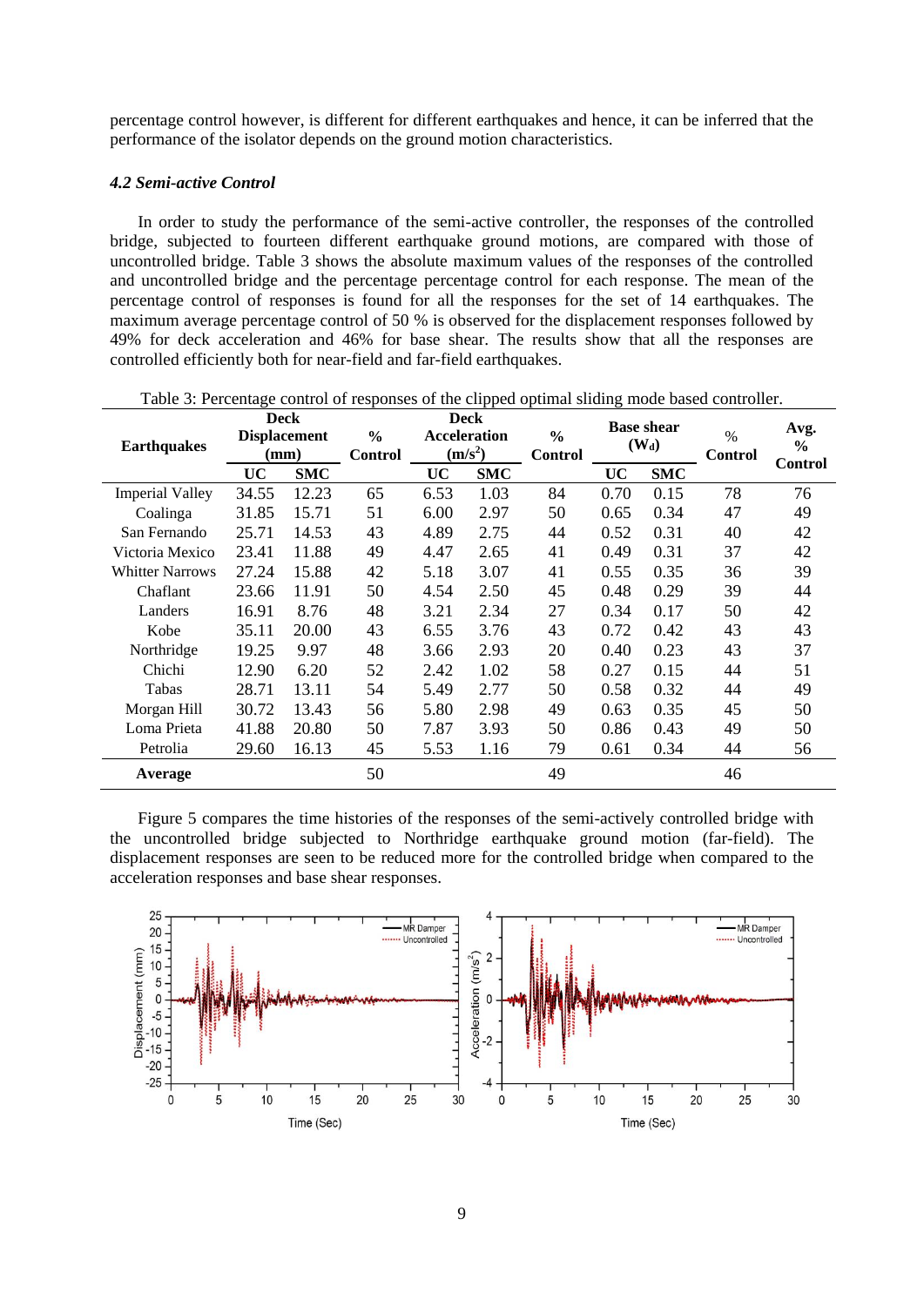percentage control however, is different for different earthquakes and hence, it can be inferred that the performance of the isolator depends on the ground motion characteristics.

### *4.2 Semi-active Control*

In order to study the performance of the semi-active controller, the responses of the controlled bridge, subjected to fourteen different earthquake ground motions, are compared with those of uncontrolled bridge. Table 3 shows the absolute maximum values of the responses of the controlled and uncontrolled bridge and the percentage percentage control for each response. The mean of the percentage control of responses is found for all the responses for the set of 14 earthquakes. The maximum average percentage control of 50 % is observed for the displacement responses followed by 49% for deck acceleration and 46% for base shear. The results show that all the responses are controlled efficiently both for near-field and far-field earthquakes.

Table 3: Percentage control of responses of the clipped optimal sliding mode based controller.

| **Earthquakes** | **Deck Displacement (mm)** | | **% Control** | **Deck Acceleration ($m/s^2$)** | | **% Control** | **Base shear ($W_d$)** | | **% Control** | **Avg. % Control** |
|---|---|---|---|---|---|---|---|---|---|---|
| | **UC** | **SMC** | | **UC** | **SMC** | | **UC** | **SMC** | | |
| Imperial Valley | 34.55 | 12.23 | 65 | 6.53 | 1.03 | 84 | 0.70 | 0.15 | 78 | 76 |
| Coalinga | 31.85 | 15.71 | 51 | 6.00 | 2.97 | 50 | 0.65 | 0.34 | 47 | 49 |
| San Fernando | 25.71 | 14.53 | 43 | 4.89 | 2.75 | 44 | 0.52 | 0.31 | 40 | 42 |
| Victoria Mexico | 23.41 | 11.88 | 49 | 4.47 | 2.65 | 41 | 0.49 | 0.31 | 37 | 42 |
| Whitter Narrows | 27.24 | 15.88 | 42 | 5.18 | 3.07 | 41 | 0.55 | 0.35 | 36 | 39 |
| Chaflant | 23.66 | 11.91 | 50 | 4.54 | 2.50 | 45 | 0.48 | 0.29 | 39 | 44 |
| Landers | 16.91 | 8.76 | 48 | 3.21 | 2.34 | 27 | 0.34 | 0.17 | 50 | 42 |
| Kobe | 35.11 | 20.00 | 43 | 6.55 | 3.76 | 43 | 0.72 | 0.42 | 43 | 43 |
| Northridge | 19.25 | 9.97 | 48 | 3.66 | 2.93 | 20 | 0.40 | 0.23 | 43 | 37 |
| Chichi | 12.90 | 6.20 | 52 | 2.42 | 1.02 | 58 | 0.27 | 0.15 | 44 | 51 |
| Tabas | 28.71 | 13.11 | 54 | 5.49 | 2.77 | 50 | 0.58 | 0.32 | 44 | 49 |
| Morgan Hill | 30.72 | 13.43 | 56 | 5.80 | 2.98 | 49 | 0.63 | 0.35 | 45 | 50 |
| Loma Prieta | 41.88 | 20.80 | 50 | 7.87 | 3.93 | 50 | 0.86 | 0.43 | 49 | 50 |
| Petrolia | 29.60 | 16.13 | 45 | 5.53 | 1.16 | 79 | 0.61 | 0.34 | 44 | 56 |
| **Average** | | | 50 | | | 49 | | | 46 | |

Figure 5 compares the time histories of the responses of the semi-actively controlled bridge with the uncontrolled bridge subjected to Northridge earthquake ground motion (far-field). The displacement responses are seen to be reduced more for the controlled bridge when compared to the acceleration responses and base shear responses.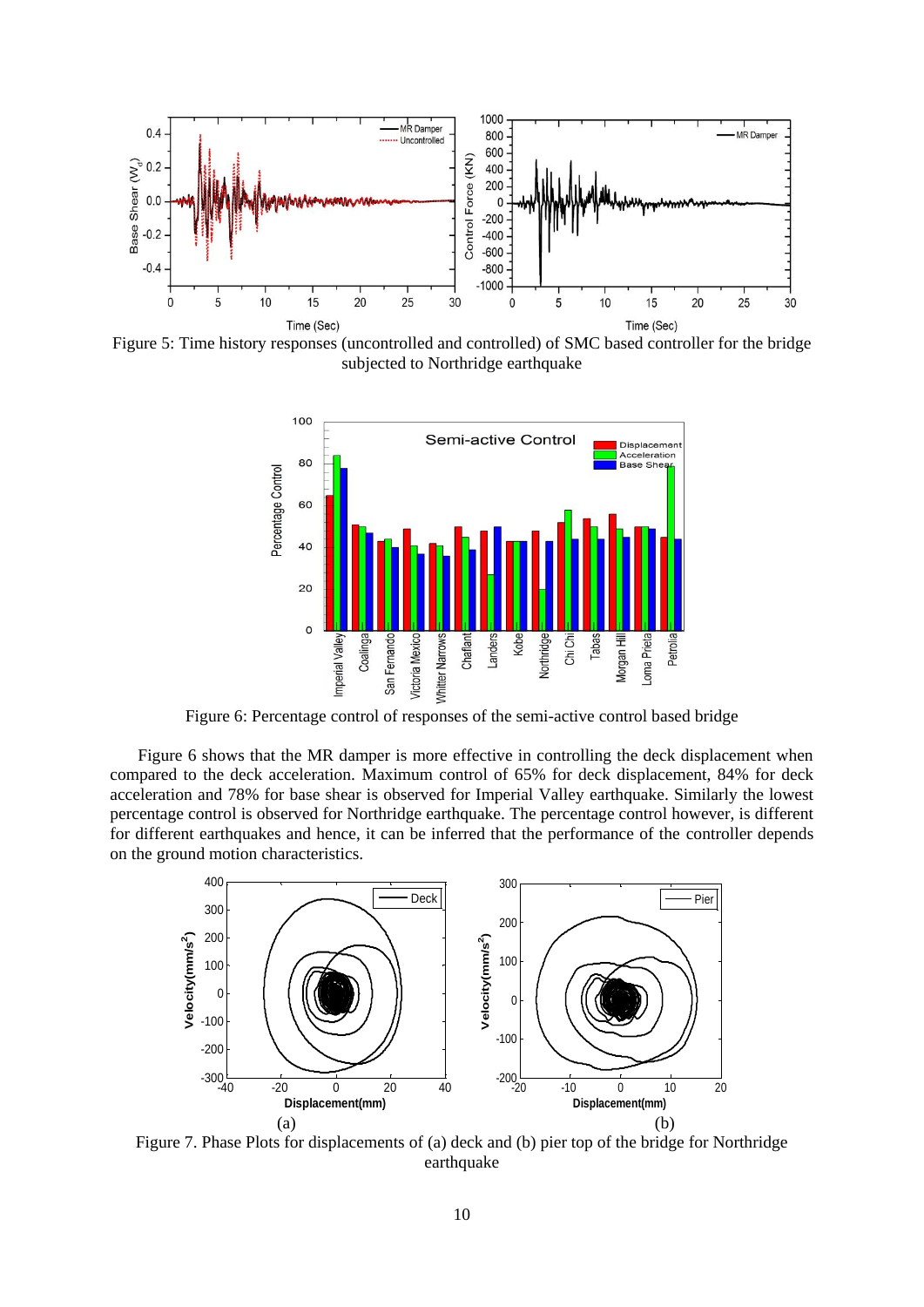Figure 5: Time history responses (uncontrolled and controlled) of SMC based controller for the bridge subjected to Northridge earthquake

Figure 6: Percentage control of responses of the semi-active control based bridge

Figure 6 shows that the MR damper is more effective in controlling the deck displacement when compared to the deck acceleration. Maximum control of 65% for deck displacement, 84% for deck acceleration and 78% for base shear is observed for Imperial Valley earthquake. Similarly the lowest percentage control is observed for Northridge earthquake. The percentage control however, is different for different earthquakes and hence, it can be inferred that the performance of the controller depends on the ground motion characteristics.

Figure 7. Phase Plots for displacements of (a) deck and (b) pier top of the bridge for Northridge earthquake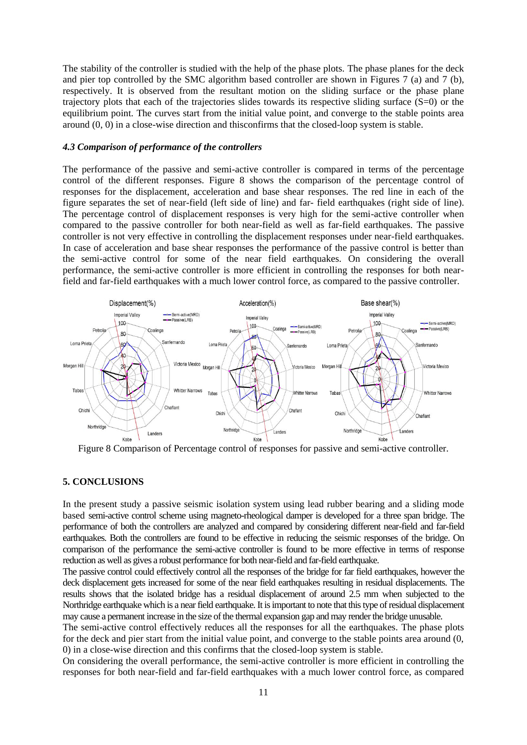The stability of the controller is studied with the help of the phase plots. The phase planes for the deck and pier top controlled by the SMC algorithm based controller are shown in Figures 7 (a) and 7 (b), respectively. It is observed from the resultant motion on the sliding surface or the phase plane trajectory plots that each of the trajectories slides towards its respective sliding surface (S=0) or the equilibrium point. The curves start from the initial value point, and converge to the stable points area around (0, 0) in a close-wise direction and thisconfirms that the closed-loop system is stable.

### *4.3 Comparison of performance of the controllers*

The performance of the passive and semi-active controller is compared in terms of the percentage control of the different responses. Figure 8 shows the comparison of the percentage control of responses for the displacement, acceleration and base shear responses. The red line in each of the figure separates the set of near-field (left side of line) and far- field earthquakes (right side of line). The percentage control of displacement responses is very high for the semi-active controller when compared to the passive controller for both near-field as well as far-field earthquakes. The passive controller is not very effective in controlling the displacement responses under near-field earthquakes. In case of acceleration and base shear responses the performance of the passive control is better than the semi-active control for some of the near field earthquakes. On considering the overall performance, the semi-active controller is more efficient in controlling the responses for both near-field and far-field earthquakes with a much lower control force, as compared to the passive controller.

Figure 8 Comparison of Percentage control of responses for passive and semi-active controller.

## 5. CONCLUSIONS

In the present study a passive seismic isolation system using lead rubber bearing and a sliding mode based semi-active control scheme using magneto-rheological damper is developed for a three span bridge. The performance of both the controllers are analyzed and compared by considering different near-field and far-field earthquakes. Both the controllers are found to be effective in reducing the seismic responses of the bridge. On comparison of the performance the semi-active controller is found to be more effective in terms of response reduction as well as gives a robust performance for both near-field and far-field earthquake.

The passive control could effectively control all the responses of the bridge for far field earthquakes, however the deck displacement gets increased for some of the near field earthquakes resulting in residual displacements. The results shows that the isolated bridge has a residual displacement of around 2.5 mm when subjected to the Northridge earthquake which is a near field earthquake. It is important to note that this type of residual displacement may cause a permanent increase in the size of the thermal expansion gap and may render the bridge unusable.

The semi-active control effectively reduces all the responses for all the earthquakes. The phase plots for the deck and pier start from the initial value point, and converge to the stable points area around (0, 0) in a close-wise direction and this confirms that the closed-loop system is stable.

On considering the overall performance, the semi-active controller is more efficient in controlling the responses for both near-field and far-field earthquakes with a much lower control force, as compared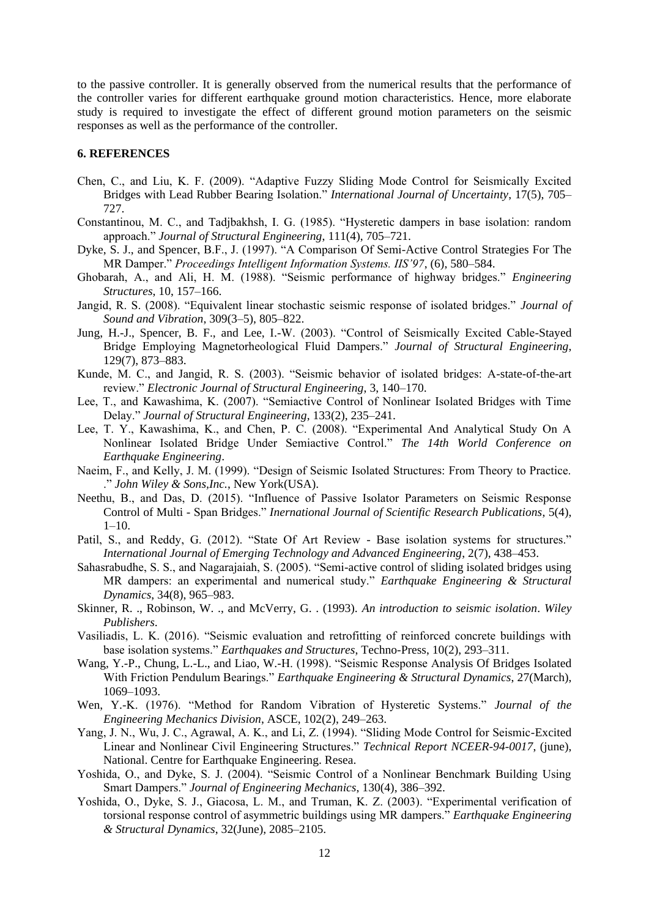to the passive controller. It is generally observed from the numerical results that the performance of the controller varies for different earthquake ground motion characteristics. Hence, more elaborate study is required to investigate the effect of different ground motion parameters on the seismic responses as well as the performance of the controller.

## 6. REFERENCES

Chen, C., and Liu, K. F. (2009). "Adaptive Fuzzy Sliding Mode Control for Seismically Excited Bridges with Lead Rubber Bearing Isolation." *International Journal of Uncertainty*, 17(5), 705–727.

Constantinou, M. C., and Tadjbakhsh, I. G. (1985). "Hysteretic dampers in base isolation: random approach." *Journal of Structural Engineering*, 111(4), 705–721.

Dyke, S. J., and Spencer, B.F., J. (1997). "A Comparison Of Semi-Active Control Strategies For The MR Damper." *Proceedings Intelligent Information Systems. IIS'97*, (6), 580–584.

Ghobarah, A., and Ali, H. M. (1988). "Seismic performance of highway bridges." *Engineering Structures*, 10, 157–166.

Jangid, R. S. (2008). "Equivalent linear stochastic seismic response of isolated bridges." *Journal of Sound and Vibration*, 309(3–5), 805–822.

Jung, H.-J., Spencer, B. F., and Lee, I.-W. (2003). "Control of Seismically Excited Cable-Stayed Bridge Employing Magnetorheological Fluid Dampers." *Journal of Structural Engineering*, 129(7), 873–883.

Kunde, M. C., and Jangid, R. S. (2003). "Seismic behavior of isolated bridges: A-state-of-the-art review." *Electronic Journal of Structural Engineering*, 3, 140–170.

Lee, T., and Kawashima, K. (2007). "Semiactive Control of Nonlinear Isolated Bridges with Time Delay." *Journal of Structural Engineering*, 133(2), 235–241.

Lee, T. Y., Kawashima, K., and Chen, P. C. (2008). "Experimental And Analytical Study On A Nonlinear Isolated Bridge Under Semiactive Control." *The 14th World Conference on Earthquake Engineering*.

Naeim, F., and Kelly, J. M. (1999). "Design of Seismic Isolated Structures: From Theory to Practice. ." *John Wiley & Sons,Inc.*, New York(USA).

Neethu, B., and Das, D. (2015). "Influence of Passive Isolator Parameters on Seismic Response Control of Multi - Span Bridges." *Inernational Journal of Scientific Research Publications*, 5(4), 1–10.

Patil, S., and Reddy, G. (2012). "State Of Art Review - Base isolation systems for structures." *International Journal of Emerging Technology and Advanced Engineering*, 2(7), 438–453.

Sahasrabudhe, S. S., and Nagarajaiah, S. (2005). "Semi-active control of sliding isolated bridges using MR dampers: an experimental and numerical study." *Earthquake Engineering & Structural Dynamics*, 34(8), 965–983.

Skinner, R. ., Robinson, W. ., and McVerry, G. . (1993). *An introduction to seismic isolation*. *Wiley Publishers*.

Vasiliadis, L. K. (2016). "Seismic evaluation and retrofitting of reinforced concrete buildings with base isolation systems." *Earthquakes and Structures*, Techno-Press, 10(2), 293–311.

Wang, Y.-P., Chung, L.-L., and Liao, W.-H. (1998). "Seismic Response Analysis Of Bridges Isolated With Friction Pendulum Bearings." *Earthquake Engineering & Structural Dynamics*, 27(March), 1069–1093.

Wen, Y.-K. (1976). "Method for Random Vibration of Hysteretic Systems." *Journal of the Engineering Mechanics Division*, ASCE, 102(2), 249–263.

Yang, J. N., Wu, J. C., Agrawal, A. K., and Li, Z. (1994). "Sliding Mode Control for Seismic-Excited Linear and Nonlinear Civil Engineering Structures." *Technical Report NCEER-94-0017*, (june), National. Centre for Earthquake Engineering. Resea.

Yoshida, O., and Dyke, S. J. (2004). "Seismic Control of a Nonlinear Benchmark Building Using Smart Dampers." *Journal of Engineering Mechanics*, 130(4), 386–392.

Yoshida, O., Dyke, S. J., Giacosa, L. M., and Truman, K. Z. (2003). "Experimental verification of torsional response control of asymmetric buildings using MR dampers." *Earthquake Engineering & Structural Dynamics*, 32(June), 2085–2105.